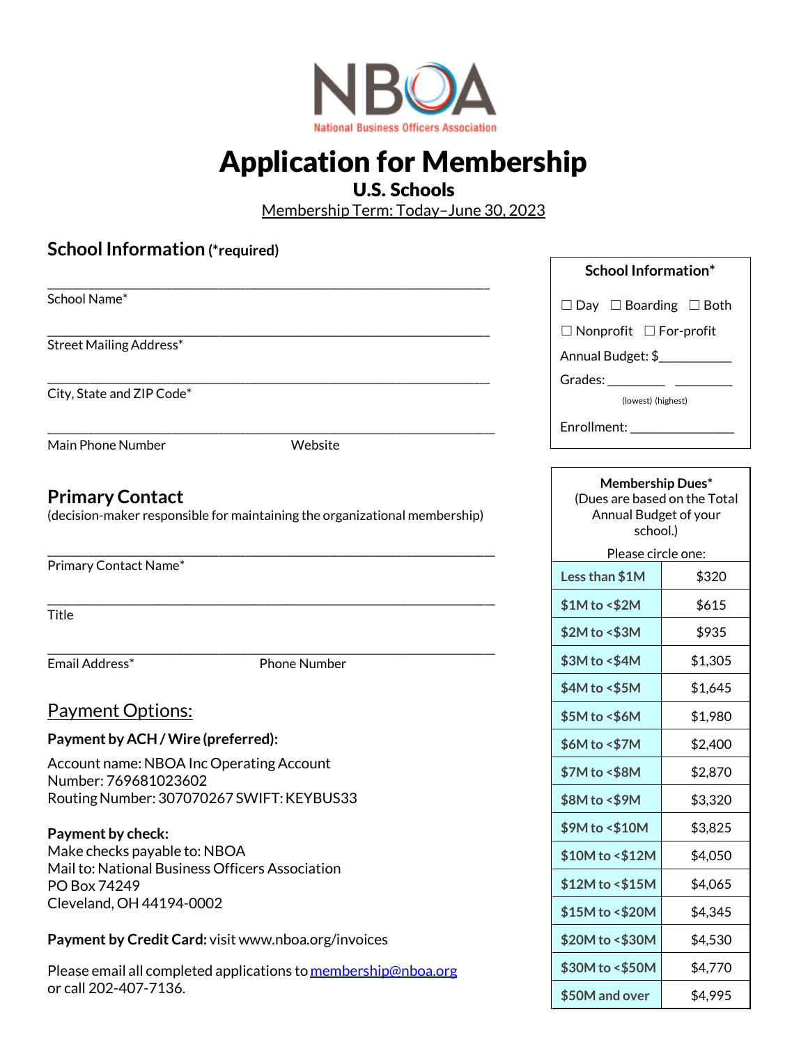NBOA

National Business Officers Association

# Application for Membership

## U.S. Schools

Membership Term: Today–June 30, 2023

## School Information (*required)

______________________________________________________________
School Name*

______________________________________________________________
Street Mailing Address*

______________________________________________________________
City, State and ZIP Code*

______________________________________________________________
Main Phone Number                                    Website

## Primary Contact

(decision-maker responsible for maintaining the organizational membership)

______________________________________________________________
Primary Contact Name*

______________________________________________________________
Title

______________________________________________________________
Email Address*                                    Phone Number

## Payment Options:

**Payment by ACH / Wire (preferred):**

Account name: NBOA Inc Operating Account
Number: 769681023602
Routing Number: 307070267 SWIFT: KEYBUS33

**Payment by check:**
Make checks payable to: NBOA
Mail to: National Business Officers Association
PO Box 74249
Cleveland, OH 44194-0002

**Payment by Credit Card:** visit www.nboa.org/invoices

Please email all completed applications to membership@nboa.org or call 202-407-7136.

### School Information*

☐ Day ☐ Boarding ☐ Both

☐ Nonprofit ☐ For-profit

Annual Budget: $__________

Grades: ________ ________
(lowest) (highest)

Enrollment: ______________

### Membership Dues*

(Dues are based on the Total Annual Budget of your school.)

Please circle one:

| Budget | Dues |
|---|---|
| Less than $1M | $320 |
| $1M to <$2M | $615 |
| $2M to <$3M | $935 |
| $3M to <$4M | $1,305 |
| $4M to <$5M | $1,645 |
| $5M to <$6M | $1,980 |
| $6M to <$7M | $2,400 |
| $7M to <$8M | $2,870 |
| $8M to <$9M | $3,320 |
| $9M to <$10M | $3,825 |
| $10M to <$12M | $4,050 |
| $12M to <$15M | $4,065 |
| $15M to <$20M | $4,345 |
| $20M to <$30M | $4,530 |
| $30M to <$50M | $4,770 |
| $50M and over | $4,995 |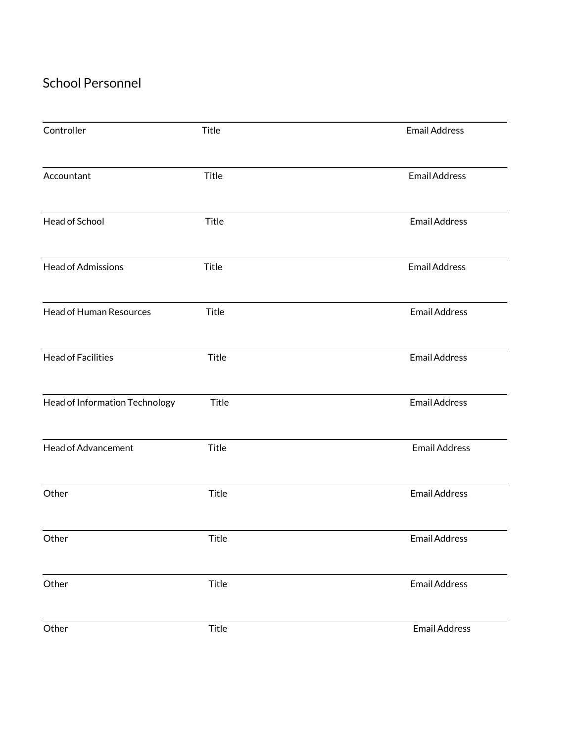## School Personnel

| | | |
|---|---|---|
| Controller | Title | Email Address |
| Accountant | Title | Email Address |
| Head of School | Title | Email Address |
| Head of Admissions | Title | Email Address |
| Head of Human Resources | Title | Email Address |
| Head of Facilities | Title | Email Address |
| Head of Information Technology | Title | Email Address |
| Head of Advancement | Title | Email Address |
| Other | Title | Email Address |
| Other | Title | Email Address |
| Other | Title | Email Address |
| Other | Title | Email Address |